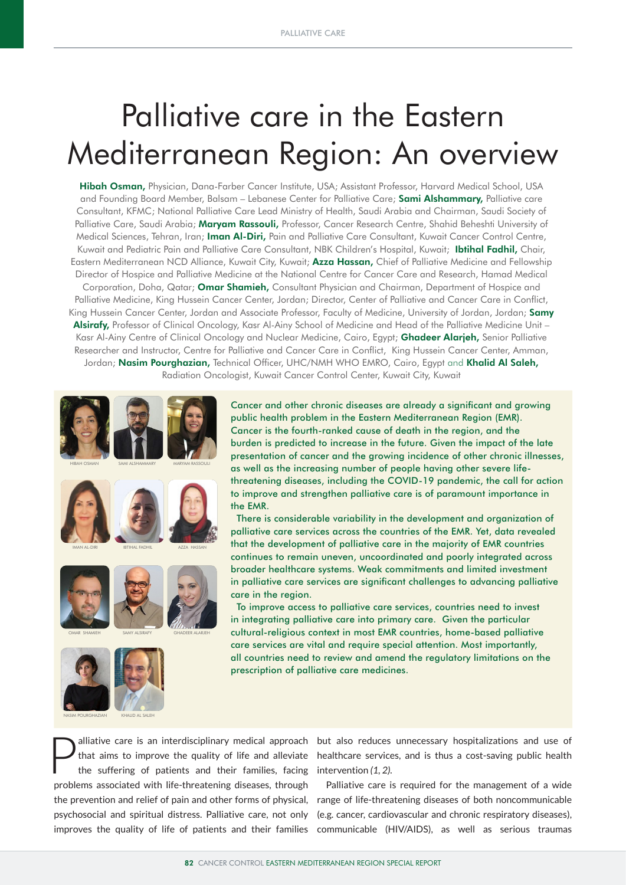# Palliative care in the Eastern Mediterranean Region: An overview

**Hibah Osman,** Physician, Dana-Farber Cancer Institute, USA; Assistant Professor, Harvard Medical School, USA and Founding Board Member, Balsam – Lebanese Center for Palliative Care; **Sami Alshammary,** Palliative care Consultant, KFMC; National Palliative Care Lead Ministry of Health, Saudi Arabia and Chairman, Saudi Society of Palliative Care, Saudi Arabia; **Maryam Rassouli,** Professor, Cancer Research Centre, Shahid Beheshti University of Medical Sciences, Tehran, Iran; **Iman Al-Diri,** Pain and Palliative Care Consultant, Kuwait Cancer Control Centre, Kuwait and Pediatric Pain and Palliative Care Consultant, NBK Children's Hospital, Kuwait; **Ibtihal Fadhil,** Chair, Eastern Mediterranean NCD Alliance, Kuwait City, Kuwait; **Azza Hassan,** Chief of Palliative Medicine and Fellowship Director of Hospice and Palliative Medicine at the National Centre for Cancer Care and Research, Hamad Medical Corporation, Doha, Qatar; **Omar Shamieh,** Consultant Physician and Chairman, Department of Hospice and Palliative Medicine, King Hussein Cancer Center, Jordan; Director, Center of Palliative and Cancer Care in Conflict, King Hussein Cancer Center, Jordan and Associate Professor, Faculty of Medicine, University of Jordan, Jordan; **Samy Alsirafy,** Professor of Clinical Oncology, Kasr Al-Ainy School of Medicine and Head of the Palliative Medicine Unit – Kasr Al-Ainy Centre of Clinical Oncology and Nuclear Medicine, Cairo, Egypt; **Ghadeer Alarjeh,** Senior Palliative Researcher and Instructor, Centre for Palliative and Cancer Care in Conflict, King Hussein Cancer Center, Amman, Jordan; **Nasim Pourghazian,** Technical Officer, UHC/NMH WHO EMRO, Cairo, Egypt and **Khalid Al Saleh,** Radiation Oncologist, Kuwait Cancer Control Center, Kuwait City, Kuwait

HIBAH OSMAN SAMI ALSHAMMARY MARYAM RASSOULI IMAN AL-DIRI IBTIHAL FADHIL AZZA HASSAN OMAR SHAMIEH SAMY ALSIRAFY GHADEER ALARJEH NASIM POURGHAZIAN KHALID AL SALEH

Cancer and other chronic diseases are already a significant and growing public health problem in the Eastern Mediterranean Region (EMR). Cancer is the fourth-ranked cause of death in the region, and the burden is predicted to increase in the future. Given the impact of the late presentation of cancer and the growing incidence of other chronic illnesses, as well as the increasing number of people having other severe life-threatening diseases, including the COVID-19 pandemic, the call for action to improve and strengthen palliative care is of paramount importance in the EMR.

There is considerable variability in the development and organization of palliative care services across the countries of the EMR. Yet, data revealed that the development of palliative care in the majority of EMR countries continues to remain uneven, uncoordinated and poorly integrated across broader healthcare systems. Weak commitments and limited investment in palliative care services are significant challenges to advancing palliative care in the region.

To improve access to palliative care services, countries need to invest in integrating palliative care into primary care. Given the particular cultural-religious context in most EMR countries, home-based palliative care services are vital and require special attention. Most importantly, all countries need to review and amend the regulatory limitations on the prescription of palliative care medicines.

Palliative care is an interdisciplinary medical approach that aims to improve the quality of life and alleviate the suffering of patients and their families, facing problems associated with life-threatening diseases, through the prevention and relief of pain and other forms of physical, psychosocial and spiritual distress. Palliative care, not only improves the quality of life of patients and their families but also reduces unnecessary hospitalizations and use of healthcare services, and is thus a cost-saving public health intervention *(1, 2)*.

Palliative care is required for the management of a wide range of life-threatening diseases of both noncommunicable (e.g. cancer, cardiovascular and chronic respiratory diseases), communicable (HIV/AIDS), as well as serious traumas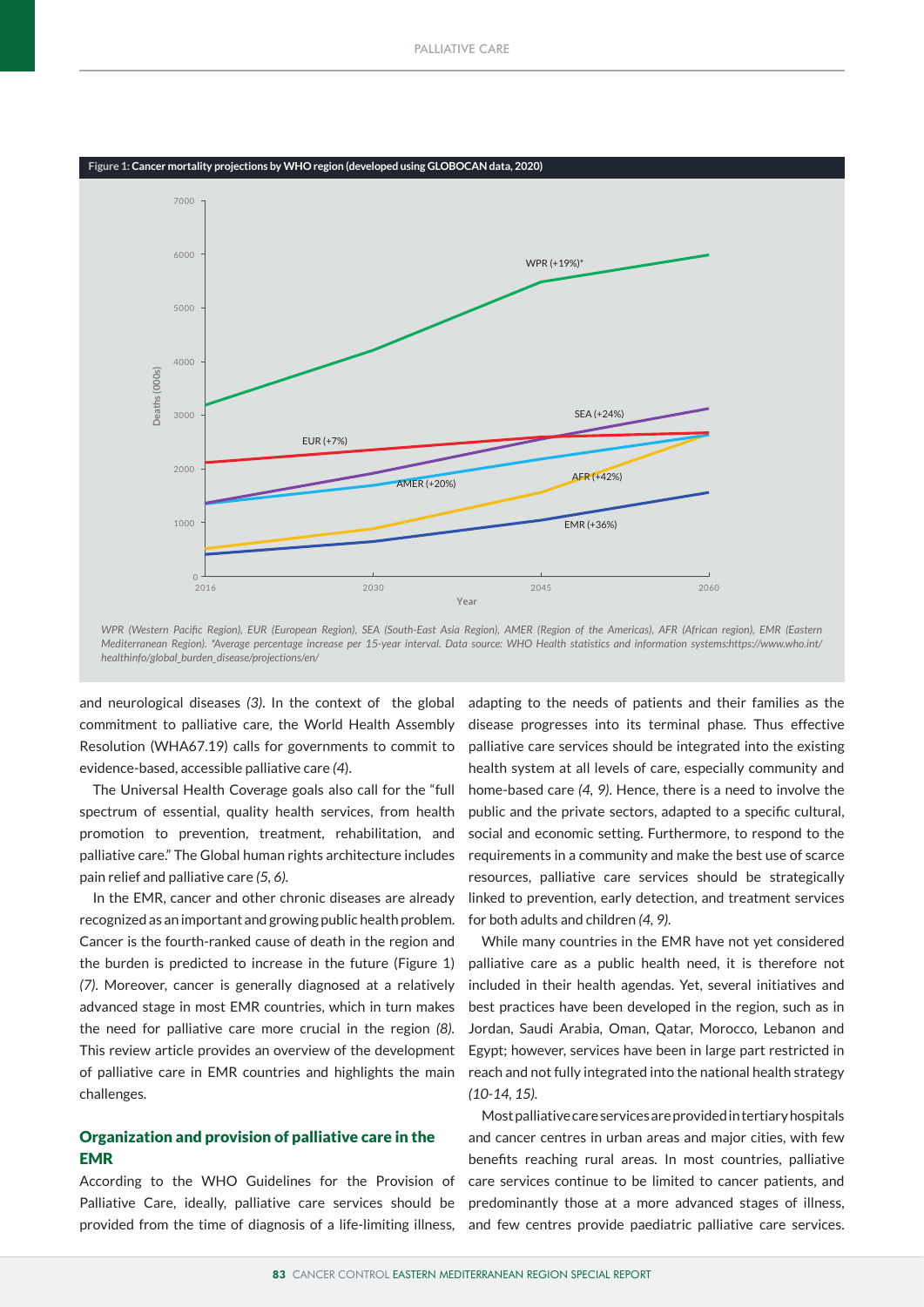**Figure 1: Cancer mortality projections by WHO region (developed using GLOBOCAN data, 2020)**

WPR (Western Pacific Region), EUR (European Region), SEA (South-East Asia Region), AMER (Region of the Americas), AFR (African region), EMR (Eastern Mediterranean Region). *Average percentage increase per 15-year interval. Data source: WHO Health statistics and information systems:https://www.who.int/healthinfo/global_burden_disease/projections/en/

and neurological diseases *(3)*. In the context of the global commitment to palliative care, the World Health Assembly Resolution (WHA67.19) calls for governments to commit to evidence-based, accessible palliative care *(4)*.

The Universal Health Coverage goals also call for the "full spectrum of essential, quality health services, from health promotion to prevention, treatment, rehabilitation, and palliative care." The Global human rights architecture includes pain relief and palliative care *(5, 6)*.

In the EMR, cancer and other chronic diseases are already recognized as an important and growing public health problem. Cancer is the fourth-ranked cause of death in the region and the burden is predicted to increase in the future (Figure 1) *(7)*. Moreover, cancer is generally diagnosed at a relatively advanced stage in most EMR countries, which in turn makes the need for palliative care more crucial in the region *(8)*. This review article provides an overview of the development of palliative care in EMR countries and highlights the main challenges.

## Organization and provision of palliative care in the EMR

According to the WHO Guidelines for the Provision of Palliative Care, ideally, palliative care services should be provided from the time of diagnosis of a life-limiting illness, adapting to the needs of patients and their families as the disease progresses into its terminal phase. Thus effective palliative care services should be integrated into the existing health system at all levels of care, especially community and home-based care *(4, 9)*. Hence, there is a need to involve the public and the private sectors, adapted to a specific cultural, social and economic setting. Furthermore, to respond to the requirements in a community and make the best use of scarce resources, palliative care services should be strategically linked to prevention, early detection, and treatment services for both adults and children *(4, 9)*.

While many countries in the EMR have not yet considered palliative care as a public health need, it is therefore not included in their health agendas. Yet, several initiatives and best practices have been developed in the region, such as in Jordan, Saudi Arabia, Oman, Qatar, Morocco, Lebanon and Egypt; however, services have been in large part restricted in reach and not fully integrated into the national health strategy *(10-14, 15)*.

Most palliative care services are provided in tertiary hospitals and cancer centres in urban areas and major cities, with few benefits reaching rural areas. In most countries, palliative care services continue to be limited to cancer patients, and predominantly those at a more advanced stages of illness, and few centres provide paediatric palliative care services.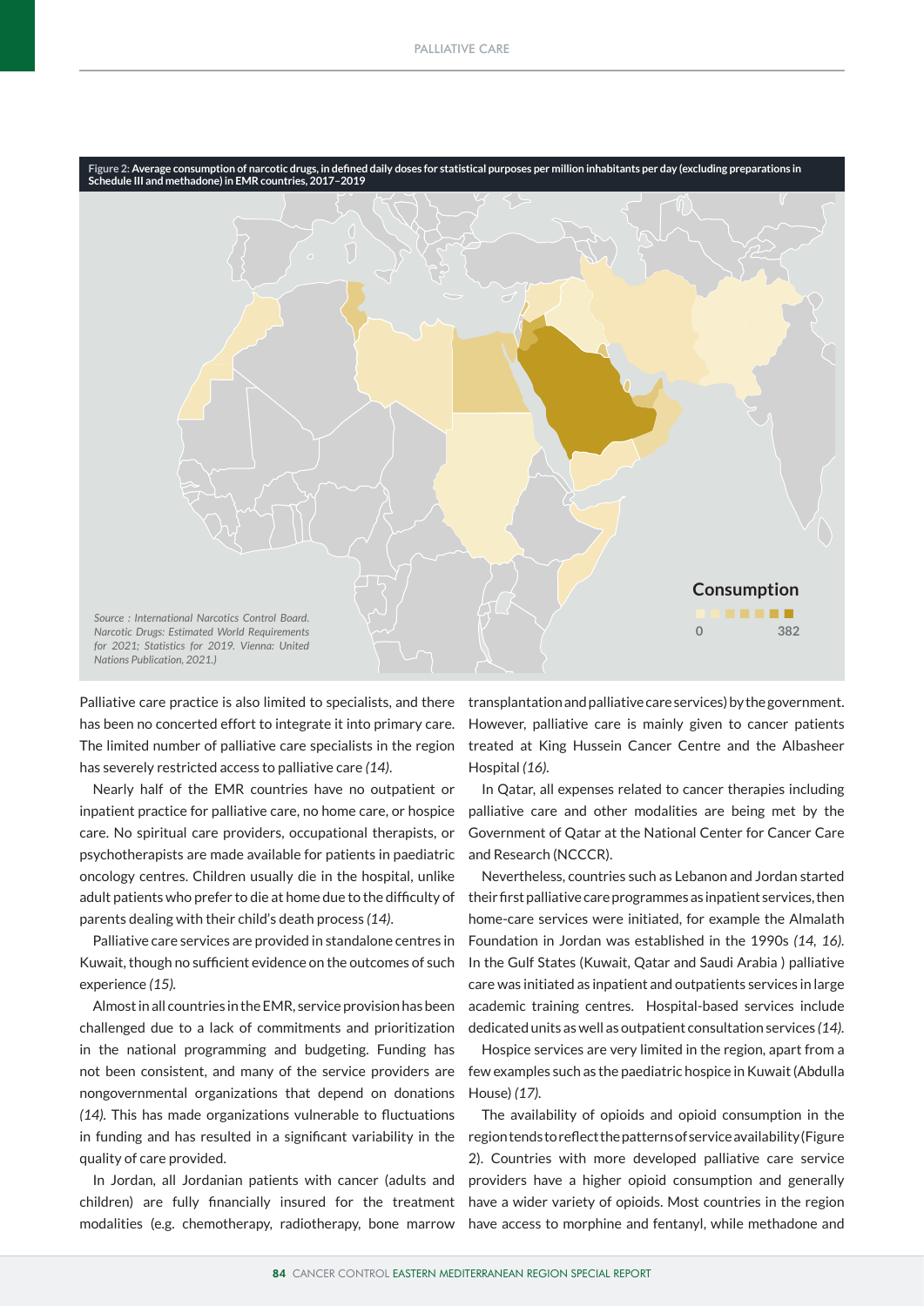Figure 2: **Average consumption of narcotic drugs, in defined daily doses for statistical purposes per million inhabitants per day (excluding preparations in Schedule III and methadone) in EMR countries, 2017–2019**

**Consumption**

0 382

*Source : International Narcotics Control Board. Narcotic Drugs: Estimated World Requirements for 2021; Statistics for 2019. Vienna: United Nations Publication, 2021.)*

Palliative care practice is also limited to specialists, and there has been no concerted effort to integrate it into primary care. The limited number of palliative care specialists in the region has severely restricted access to palliative care *(14)*.

Nearly half of the EMR countries have no outpatient or inpatient practice for palliative care, no home care, or hospice care. No spiritual care providers, occupational therapists, or psychotherapists are made available for patients in paediatric oncology centres. Children usually die in the hospital, unlike adult patients who prefer to die at home due to the difficulty of parents dealing with their child's death process *(14)*.

Palliative care services are provided in standalone centres in Kuwait, though no sufficient evidence on the outcomes of such experience *(15)*.

Almost in all countries in the EMR, service provision has been challenged due to a lack of commitments and prioritization in the national programming and budgeting. Funding has not been consistent, and many of the service providers are nongovernmental organizations that depend on donations *(14)*. This has made organizations vulnerable to fluctuations in funding and has resulted in a significant variability in the quality of care provided.

In Jordan, all Jordanian patients with cancer (adults and children) are fully financially insured for the treatment modalities (e.g. chemotherapy, radiotherapy, bone marrow transplantation and palliative care services) by the government. However, palliative care is mainly given to cancer patients treated at King Hussein Cancer Centre and the Albasheer Hospital *(16)*.

In Qatar, all expenses related to cancer therapies including palliative care and other modalities are being met by the Government of Qatar at the National Center for Cancer Care and Research (NCCCR).

Nevertheless, countries such as Lebanon and Jordan started their first palliative care programmes as inpatient services, then home-care services were initiated, for example the Almalath Foundation in Jordan was established in the 1990s *(14, 16)*. In the Gulf States (Kuwait, Qatar and Saudi Arabia ) palliative care was initiated as inpatient and outpatients services in large academic training centres. Hospital-based services include dedicated units as well as outpatient consultation services *(14)*.

Hospice services are very limited in the region, apart from a few examples such as the paediatric hospice in Kuwait (Abdulla House) *(17)*.

The availability of opioids and opioid consumption in the region tends to reflect the patterns of service availability (Figure 2). Countries with more developed palliative care service providers have a higher opioid consumption and generally have a wider variety of opioids. Most countries in the region have access to morphine and fentanyl, while methadone and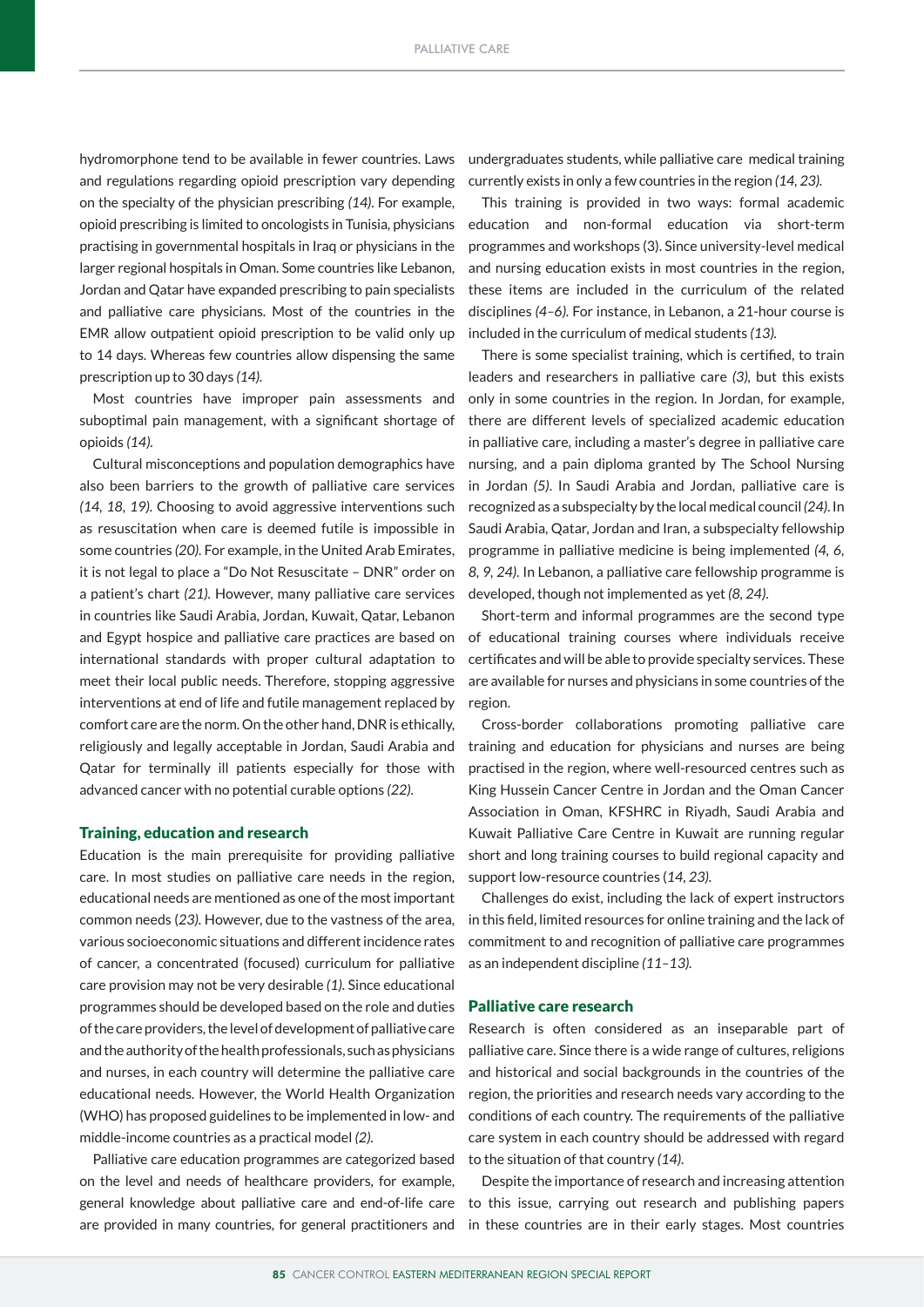hydromorphone tend to be available in fewer countries. Laws and regulations regarding opioid prescription vary depending on the specialty of the physician prescribing *(14)*. For example, opioid prescribing is limited to oncologists in Tunisia, physicians practising in governmental hospitals in Iraq or physicians in the larger regional hospitals in Oman. Some countries like Lebanon, Jordan and Qatar have expanded prescribing to pain specialists and palliative care physicians. Most of the countries in the EMR allow outpatient opioid prescription to be valid only up to 14 days. Whereas few countries allow dispensing the same prescription up to 30 days *(14)*.

Most countries have improper pain assessments and suboptimal pain management, with a significant shortage of opioids *(14)*.

Cultural misconceptions and population demographics have also been barriers to the growth of palliative care services *(14, 18, 19)*. Choosing to avoid aggressive interventions such as resuscitation when care is deemed futile is impossible in some countries *(20)*. For example, in the United Arab Emirates, it is not legal to place a "Do Not Resuscitate – DNR" order on a patient's chart *(21)*. However, many palliative care services in countries like Saudi Arabia, Jordan, Kuwait, Qatar, Lebanon and Egypt hospice and palliative care practices are based on international standards with proper cultural adaptation to meet their local public needs. Therefore, stopping aggressive interventions at end of life and futile management replaced by comfort care are the norm. On the other hand, DNR is ethically, religiously and legally acceptable in Jordan, Saudi Arabia and Qatar for terminally ill patients especially for those with advanced cancer with no potential curable options *(22)*.

## Training, education and research

Education is the main prerequisite for providing palliative care. In most studies on palliative care needs in the region, educational needs are mentioned as one of the most important common needs (*23*). However, due to the vastness of the area, various socioeconomic situations and different incidence rates of cancer, a concentrated (focused) curriculum for palliative care provision may not be very desirable *(1)*. Since educational programmes should be developed based on the role and duties of the care providers, the level of development of palliative care and the authority of the health professionals, such as physicians and nurses, in each country will determine the palliative care educational needs. However, the World Health Organization (WHO) has proposed guidelines to be implemented in low- and middle-income countries as a practical model *(2)*.

Palliative care education programmes are categorized based on the level and needs of healthcare providers, for example, general knowledge about palliative care and end-of-life care are provided in many countries, for general practitioners and undergraduates students, while palliative care medical training currently exists in only a few countries in the region *(14, 23)*.

This training is provided in two ways: formal academic education and non-formal education via short-term programmes and workshops (3). Since university-level medical and nursing education exists in most countries in the region, these items are included in the curriculum of the related disciplines *(4–6)*. For instance, in Lebanon, a 21-hour course is included in the curriculum of medical students *(13)*.

There is some specialist training, which is certified, to train leaders and researchers in palliative care *(3)*, but this exists only in some countries in the region. In Jordan, for example, there are different levels of specialized academic education in palliative care, including a master's degree in palliative care nursing, and a pain diploma granted by The School Nursing in Jordan *(5)*. In Saudi Arabia and Jordan, palliative care is recognized as a subspecialty by the local medical council *(24)*. In Saudi Arabia, Qatar, Jordan and Iran, a subspecialty fellowship programme in palliative medicine is being implemented *(4, 6, 8, 9, 24)*. In Lebanon, a palliative care fellowship programme is developed, though not implemented as yet *(8, 24)*.

Short-term and informal programmes are the second type of educational training courses where individuals receive certificates and will be able to provide specialty services. These are available for nurses and physicians in some countries of the region.

Cross-border collaborations promoting palliative care training and education for physicians and nurses are being practised in the region, where well-resourced centres such as King Hussein Cancer Centre in Jordan and the Oman Cancer Association in Oman, KFSHRC in Riyadh, Saudi Arabia and Kuwait Palliative Care Centre in Kuwait are running regular short and long training courses to build regional capacity and support low-resource countries (*14, 23*).

Challenges do exist, including the lack of expert instructors in this field, limited resources for online training and the lack of commitment to and recognition of palliative care programmes as an independent discipline *(11–13)*.

## Palliative care research

Research is often considered as an inseparable part of palliative care. Since there is a wide range of cultures, religions and historical and social backgrounds in the countries of the region, the priorities and research needs vary according to the conditions of each country. The requirements of the palliative care system in each country should be addressed with regard to the situation of that country *(14)*.

Despite the importance of research and increasing attention to this issue, carrying out research and publishing papers in these countries are in their early stages. Most countries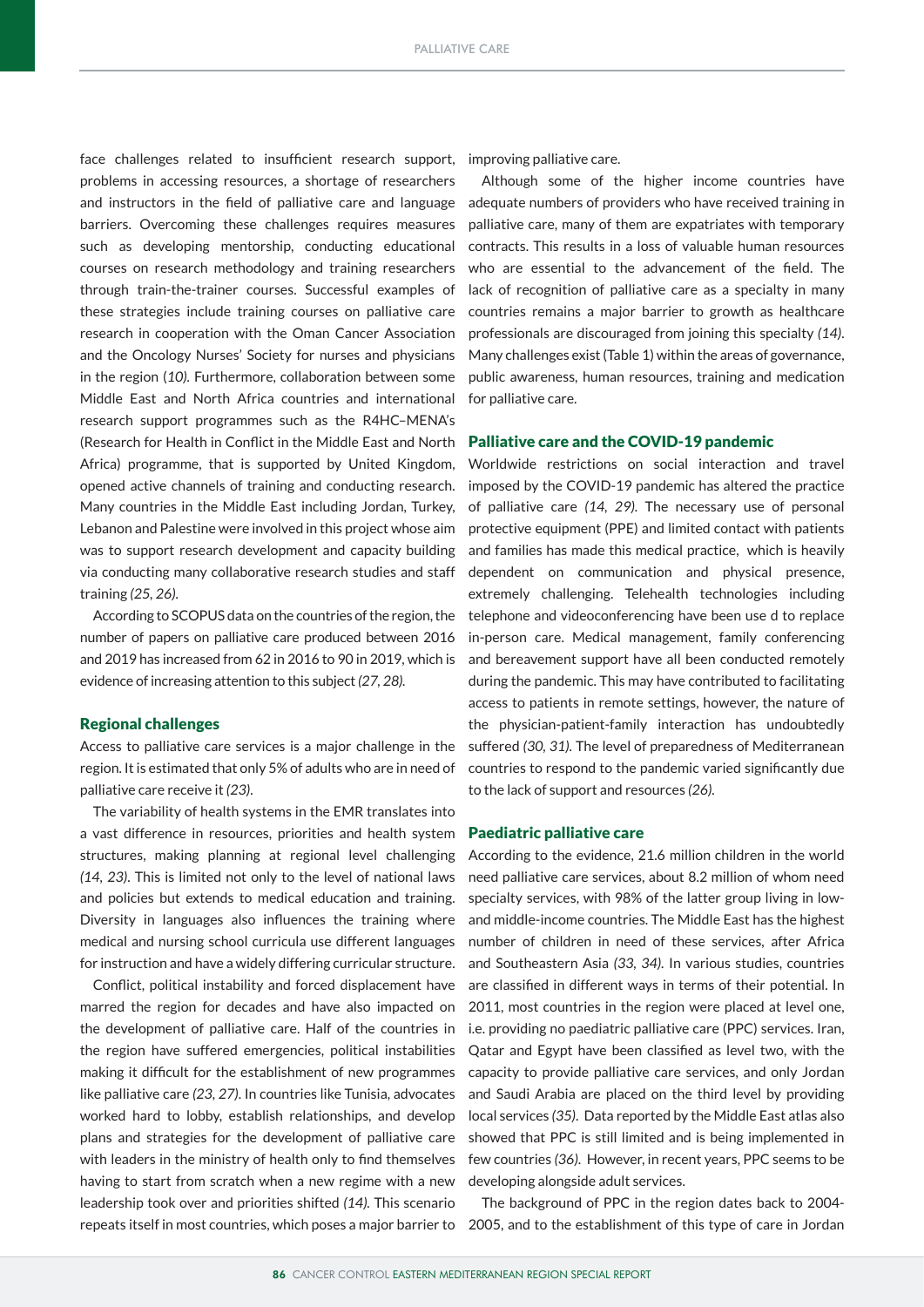face challenges related to insufficient research support, problems in accessing resources, a shortage of researchers and instructors in the field of palliative care and language barriers. Overcoming these challenges requires measures such as developing mentorship, conducting educational courses on research methodology and training researchers through train-the-trainer courses. Successful examples of these strategies include training courses on palliative care research in cooperation with the Oman Cancer Association and the Oncology Nurses' Society for nurses and physicians in the region (*10*). Furthermore, collaboration between some Middle East and North Africa countries and international research support programmes such as the R4HC–MENA's (Research for Health in Conflict in the Middle East and North Africa) programme, that is supported by United Kingdom, opened active channels of training and conducting research. Many countries in the Middle East including Jordan, Turkey, Lebanon and Palestine were involved in this project whose aim was to support research development and capacity building via conducting many collaborative research studies and staff training *(25, 26)*.

According to SCOPUS data on the countries of the region, the number of papers on palliative care produced between 2016 and 2019 has increased from 62 in 2016 to 90 in 2019, which is evidence of increasing attention to this subject *(27, 28)*.

## Regional challenges

Access to palliative care services is a major challenge in the region. It is estimated that only 5% of adults who are in need of palliative care receive it *(23)*.

The variability of health systems in the EMR translates into a vast difference in resources, priorities and health system structures, making planning at regional level challenging *(14, 23)*. This is limited not only to the level of national laws and policies but extends to medical education and training. Diversity in languages also influences the training where medical and nursing school curricula use different languages for instruction and have a widely differing curricular structure.

Conflict, political instability and forced displacement have marred the region for decades and have also impacted on the development of palliative care. Half of the countries in the region have suffered emergencies, political instabilities making it difficult for the establishment of new programmes like palliative care *(23, 27)*. In countries like Tunisia, advocates worked hard to lobby, establish relationships, and develop plans and strategies for the development of palliative care with leaders in the ministry of health only to find themselves having to start from scratch when a new regime with a new leadership took over and priorities shifted *(14)*. This scenario repeats itself in most countries, which poses a major barrier to improving palliative care.

Although some of the higher income countries have adequate numbers of providers who have received training in palliative care, many of them are expatriates with temporary contracts. This results in a loss of valuable human resources who are essential to the advancement of the field. The lack of recognition of palliative care as a specialty in many countries remains a major barrier to growth as healthcare professionals are discouraged from joining this specialty *(14)*. Many challenges exist (Table 1) within the areas of governance, public awareness, human resources, training and medication for palliative care.

## Palliative care and the COVID-19 pandemic

Worldwide restrictions on social interaction and travel imposed by the COVID-19 pandemic has altered the practice of palliative care *(14, 29)*. The necessary use of personal protective equipment (PPE) and limited contact with patients and families has made this medical practice, which is heavily dependent on communication and physical presence, extremely challenging. Telehealth technologies including telephone and videoconferencing have been use d to replace in-person care. Medical management, family conferencing and bereavement support have all been conducted remotely during the pandemic. This may have contributed to facilitating access to patients in remote settings, however, the nature of the physician-patient-family interaction has undoubtedly suffered *(30, 31)*. The level of preparedness of Mediterranean countries to respond to the pandemic varied significantly due to the lack of support and resources *(26)*.

## Paediatric palliative care

According to the evidence, 21.6 million children in the world need palliative care services, about 8.2 million of whom need specialty services, with 98% of the latter group living in low- and middle-income countries. The Middle East has the highest number of children in need of these services, after Africa and Southeastern Asia *(33, 34)*. In various studies, countries are classified in different ways in terms of their potential. In 2011, most countries in the region were placed at level one, i.e. providing no paediatric palliative care (PPC) services. Iran, Qatar and Egypt have been classified as level two, with the capacity to provide palliative care services, and only Jordan and Saudi Arabia are placed on the third level by providing local services *(35)*. Data reported by the Middle East atlas also showed that PPC is still limited and is being implemented in few countries *(36)*. However, in recent years, PPC seems to be developing alongside adult services.

The background of PPC in the region dates back to 2004-2005, and to the establishment of this type of care in Jordan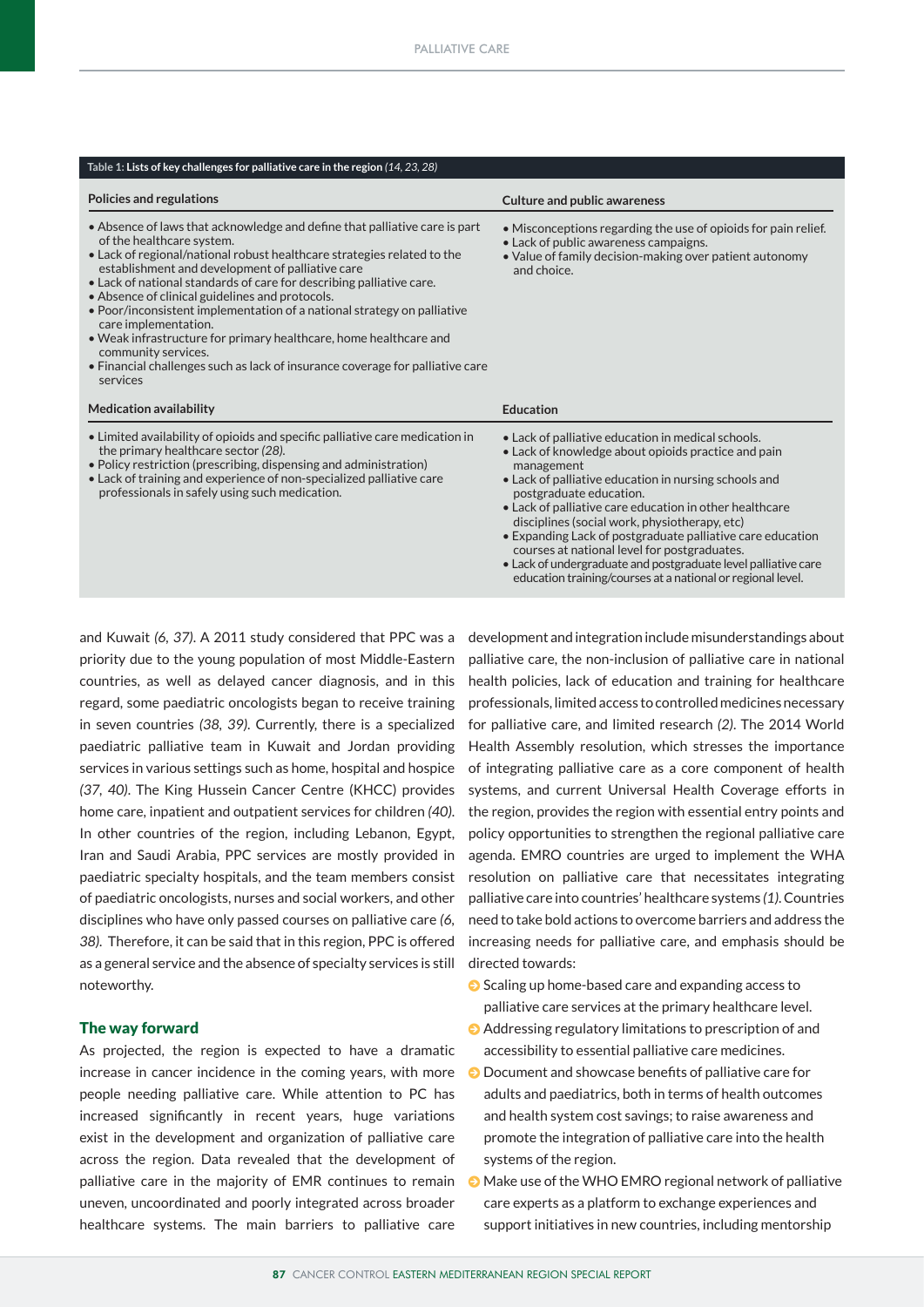**Table 1: Lists of key challenges for palliative care in the region** *(14, 23, 28)*

| Policies and regulations | Culture and public awareness |
|---|---|
| • Absence of laws that acknowledge and define that palliative care is part of the healthcare system.<br>• Lack of regional/national robust healthcare strategies related to the establishment and development of palliative care<br>• Lack of national standards of care for describing palliative care.<br>• Absence of clinical guidelines and protocols.<br>• Poor/inconsistent implementation of a national strategy on palliative care implementation.<br>• Weak infrastructure for primary healthcare, home healthcare and community services.<br>• Financial challenges such as lack of insurance coverage for palliative care services | • Misconceptions regarding the use of opioids for pain relief.<br>• Lack of public awareness campaigns.<br>• Value of family decision-making over patient autonomy and choice. |
| **Medication availability** | **Education** |
| • Limited availability of opioids and specific palliative care medication in the primary healthcare sector *(28)*.<br>• Policy restriction (prescribing, dispensing and administration)<br>• Lack of training and experience of non-specialized palliative care professionals in safely using such medication. | • Lack of palliative education in medical schools.<br>• Lack of knowledge about opioids practice and pain management<br>• Lack of palliative education in nursing schools and postgraduate education.<br>• Lack of palliative care education in other healthcare disciplines (social work, physiotherapy, etc)<br>• Expanding Lack of postgraduate palliative care education courses at national level for postgraduates.<br>• Lack of undergraduate and postgraduate level palliative care education training/courses at a national or regional level. |

and Kuwait *(6, 37)*. A 2011 study considered that PPC was a priority due to the young population of most Middle-Eastern countries, as well as delayed cancer diagnosis, and in this regard, some paediatric oncologists began to receive training in seven countries *(38, 39)*. Currently, there is a specialized paediatric palliative team in Kuwait and Jordan providing services in various settings such as home, hospital and hospice *(37, 40)*. The King Hussein Cancer Centre (KHCC) provides home care, inpatient and outpatient services for children *(40)*. In other countries of the region, including Lebanon, Egypt, Iran and Saudi Arabia, PPC services are mostly provided in paediatric specialty hospitals, and the team members consist of paediatric oncologists, nurses and social workers, and other disciplines who have only passed courses on palliative care *(6, 38)*. Therefore, it can be said that in this region, PPC is offered as a general service and the absence of specialty services is still noteworthy.

## The way forward

As projected, the region is expected to have a dramatic increase in cancer incidence in the coming years, with more people needing palliative care. While attention to PC has increased significantly in recent years, huge variations exist in the development and organization of palliative care across the region. Data revealed that the development of palliative care in the majority of EMR continues to remain uneven, uncoordinated and poorly integrated across broader healthcare systems. The main barriers to palliative care development and integration include misunderstandings about palliative care, the non-inclusion of palliative care in national health policies, lack of education and training for healthcare professionals, limited access to controlled medicines necessary for palliative care, and limited research *(2)*. The 2014 World Health Assembly resolution, which stresses the importance of integrating palliative care as a core component of health systems, and current Universal Health Coverage efforts in the region, provides the region with essential entry points and policy opportunities to strengthen the regional palliative care agenda. EMRO countries are urged to implement the WHA resolution on palliative care that necessitates integrating palliative care into countries' healthcare systems *(1)*. Countries need to take bold actions to overcome barriers and address the increasing needs for palliative care, and emphasis should be directed towards:

- Scaling up home-based care and expanding access to palliative care services at the primary healthcare level.
- Addressing regulatory limitations to prescription of and accessibility to essential palliative care medicines.
- Document and showcase benefits of palliative care for adults and paediatrics, both in terms of health outcomes and health system cost savings; to raise awareness and promote the integration of palliative care into the health systems of the region.
- Make use of the WHO EMRO regional network of palliative care experts as a platform to exchange experiences and support initiatives in new countries, including mentorship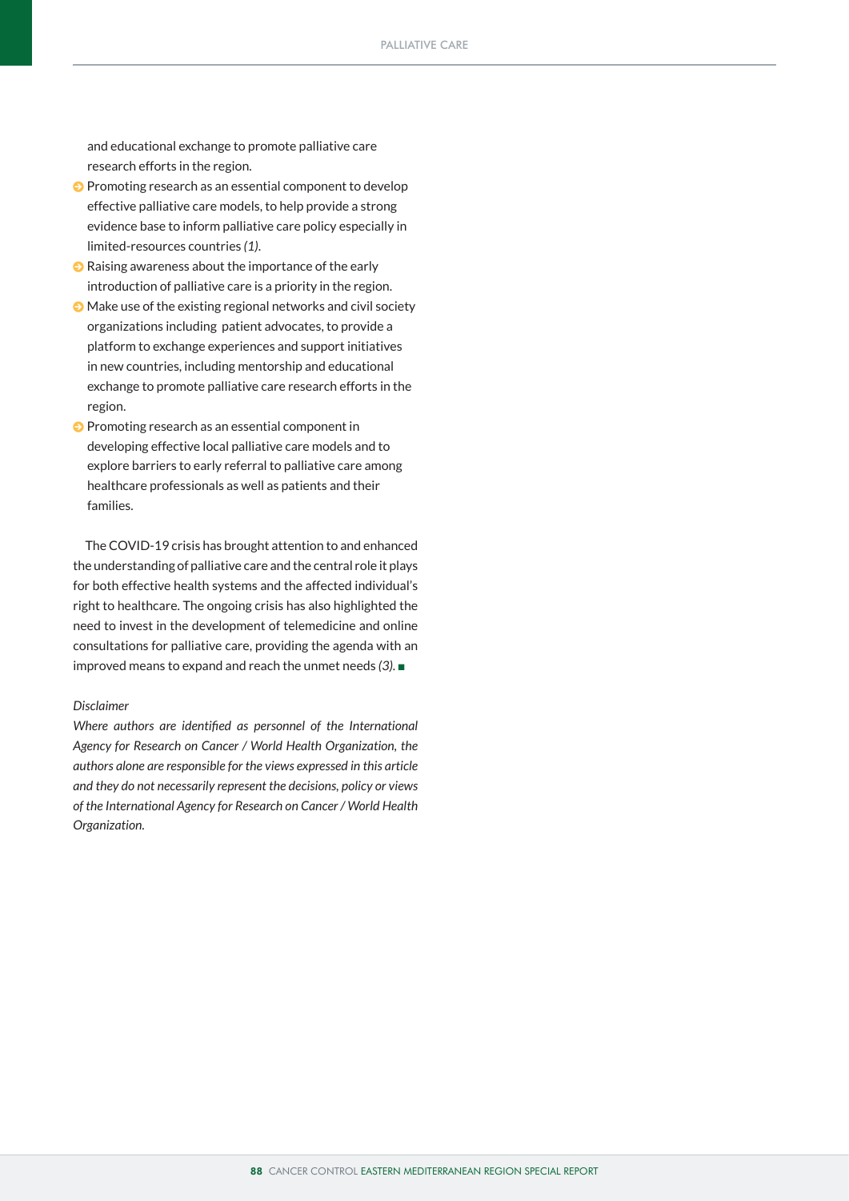and educational exchange to promote palliative care research efforts in the region.

- Promoting research as an essential component to develop effective palliative care models, to help provide a strong evidence base to inform palliative care policy especially in limited-resources countries *(1)*.
- Raising awareness about the importance of the early introduction of palliative care is a priority in the region.
- Make use of the existing regional networks and civil society organizations including patient advocates, to provide a platform to exchange experiences and support initiatives in new countries, including mentorship and educational exchange to promote palliative care research efforts in the region.
- Promoting research as an essential component in developing effective local palliative care models and to explore barriers to early referral to palliative care among healthcare professionals as well as patients and their families.

The COVID-19 crisis has brought attention to and enhanced the understanding of palliative care and the central role it plays for both effective health systems and the affected individual's right to healthcare. The ongoing crisis has also highlighted the need to invest in the development of telemedicine and online consultations for palliative care, providing the agenda with an improved means to expand and reach the unmet needs *(3)*. ■

*Disclaimer*

*Where authors are identified as personnel of the International Agency for Research on Cancer / World Health Organization, the authors alone are responsible for the views expressed in this article and they do not necessarily represent the decisions, policy or views of the International Agency for Research on Cancer / World Health Organization.*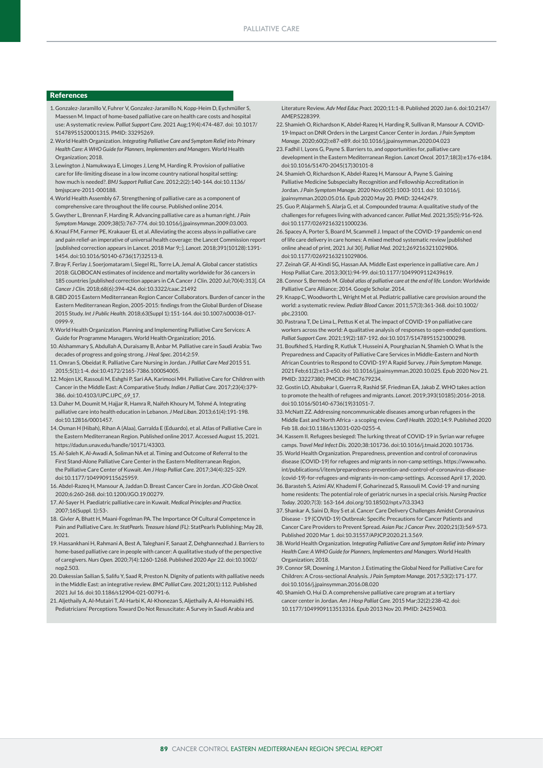## References

1. Gonzalez-Jaramillo V, Fuhrer V, Gonzalez-Jaramillo N, Kopp-Heim D, Eychmüller S, Maessen M. Impact of home-based palliative care on health care costs and hospital use: A systematic review. *Palliat Support Care.* 2021 Aug;19(4):474-487. doi: 10.1017/S1478951520001315. PMID: 33295269.
2. World Health Organization. *Integrating Palliative Care and Symptom Relief into Primary Health Care: A WHO Guide for Planners, Implementers and Managers.* World Health Organization; 2018.
3. Lewington J, Namukwaya E, Limoges J, Leng M, Harding R. Provision of palliative care for life-limiting disease in a low income country national hospital setting: how much is needed?. *BMJ Support Palliat Care.* 2012;2(2):140-144. doi:10.1136/bmjspcare-2011-000188.
4. World Health Assembly 67. Strengthening of palliative care as a component of comprehensive care throughout the life course. Published online 2014.
5. Gwyther L, Brennan F, Harding R. Advancing palliative care as a human right. *J Pain Symptom Manage.* 2009;38(5):767-774. doi:10.1016/j.jpainsymman.2009.03.003.
6. Knaul FM, Farmer PE, Krakauer EL et al. Alleviating the access abyss in palliative care and pain relief-an imperative of universal health coverage: the Lancet Commission report [published correction appears in Lancet. 2018 Mar 9;:]. *Lancet.* 2018;391(10128):1391-1454. doi:10.1016/S0140-6736(17)32513-8.
7. Bray F, Ferlay J, Soerjomataram I, Siegel RL, Torre LA, Jemal A. Global cancer statistics 2018: GLOBOCAN estimates of incidence and mortality worldwide for 36 cancers in 185 countries [published correction appears in CA Cancer J Clin. 2020 Jul;70(4):313]. *CA Cancer J Clin.* 2018;68(6):394-424. doi:10.3322/caac.21492
8. GBD 2015 Eastern Mediterranean Region Cancer Collaborators. Burden of cancer in the Eastern Mediterranean Region, 2005-2015: findings from the Global Burden of Disease 2015 Study. *Int J Public Health.* 2018;63(Suppl 1):151-164. doi:10.1007/s00038-017-0999-9.
9. World Health Organization. Planning and Implementing Palliative Care Services: A Guide for Programme Managers. World Health Organization; 2016.
10. Alshammary S, Abdullah A, Duraisamy B, Anbar M. Palliative care in Saudi Arabia: Two decades of progress and going strong. *J Heal Spec.* 2014;2:59.
11. Omran S, Obeidat R. Palliative Care Nursing in Jordan. *J Palliat Care Med* 2015 51. 2015;5(1):1-4. doi:10.4172/2165-7386.1000S4005.
12. Mojen LK, Rassouli M, Eshghi P, Sari AA, Karimooi MH. Palliative Care for Children with Cancer in the Middle East: A Comparative Study. *Indian J Palliat Care.* 2017;23(4):379-386. doi:10.4103/IJPC.IJPC_69_17.
13. Daher M, Doumit M, Hajjar R, Hamra R, Naifeh Khoury M, Tohmé A. Integrating palliative care into health education in Lebanon. *J Med Liban.* 2013;61(4):191-198. doi:10.12816/0001457.
14. Osman H (Hibah), Rihan A (Alaa), Garralda E (Eduardo), et al. Atlas of Palliative Care in the Eastern Mediterranean Region. Published online 2017. Accessed August 15, 2021. https://dadun.unav.edu/handle/10171/43303.
15. Al-Saleh K, Al-Awadi A, Soliman NA et al. Timing and Outcome of Referral to the First Stand-Alone Palliative Care Center in the Eastern Mediterranean Region, the Palliative Care Center of Kuwait. *Am J Hosp Palliat Care.* 2017;34(4):325-329. doi:10.1177/1049909115625959.
16. Abdel-Razeq H, Mansour A, Jaddan D. Breast Cancer Care in Jordan. *JCO Glob Oncol.* 2020;6:260-268. doi:10.1200/JGO.19.00279.
17. Al-Sayer H. Paediatric palliative care in Kuwait. *Medical Principles and Practice.* 2007;16(Suppl. 1):53-.
18. Givler A, Bhatt H, Maani-Fogelman PA. The Importance Of Cultural Competence in Pain and Palliative Care. *In: StatPearls. Treasure Island (FL)*: StatPearls Publishing; May 28, 2021.
19. Hassankhani H, Rahmani A, Best A, Taleghani F, Sanaat Z, Dehghannezhad J. Barriers to home-based palliative care in people with cancer: A qualitative study of the perspective of caregivers. *Nurs Open.* 2020;7(4):1260-1268. Published 2020 Apr 22. doi:10.1002/nop2.503.
20. Dakessian Sailian S, Salifu Y, Saad R, Preston N. Dignity of patients with palliative needs in the Middle East: an integrative review. *BMC Palliat Care.* 2021;20(1):112. Published 2021 Jul 16. doi:10.1186/s12904-021-00791-6.
21. Aljethaily A, Al-Mutairi T, Al-Harbi K, Al-Khonezan S, Aljethaily A, Al-Homaidhi HS. Pediatricians' Perceptions Toward Do Not Resuscitate: A Survey in Saudi Arabia and Literature Review. *Adv Med Educ Pract.* 2020;11:1-8. Published 2020 Jan 6. doi:10.2147/AMEP.S228399.
22. Shamieh O, Richardson K, Abdel-Razeq H, Harding R, Sullivan R, Mansour A. COVID-19-Impact on DNR Orders in the Largest Cancer Center in Jordan. *J Pain Symptom Manage.* 2020;60(2):e87-e89. doi:10.1016/j.jpainsymman.2020.04.023
23. Fadhil I, Lyons G, Payne S. Barriers to, and opportunities for, palliative care development in the Eastern Mediterranean Region. *Lancet Oncol.* 2017;18(3):e176-e184. doi:10.1016/S1470-2045(17)30101-8
24. Shamieh O, Richardson K, Abdel-Razeq H, Mansour A, Payne S. Gaining Palliative Medicine Subspecialty Recognition and Fellowship Accreditation in Jordan. *J Pain Symptom Manage.* 2020 Nov;60(5):1003-1011. doi: 10.1016/j.jpainsymman.2020.05.016. Epub 2020 May 20. PMID: 32442479.
25. Guo P, Alajarmeh S, Alarja G, et al. Compounded trauma: A qualitative study of the challenges for refugees living with advanced cancer. *Palliat Med.* 2021;35(5):916-926. doi:10.1177/02692163211000236.
26. Spacey A, Porter S, Board M, Scammell J. Impact of the COVID-19 pandemic on end of life care delivery in care homes: A mixed method systematic review [published online ahead of print, 2021 Jul 30]. *Palliat Med.* 2021;2692163211029806. doi:10.1177/02692163211029806.
27. Zeinah GF, Al-Kindi SG, Hassan AA. Middle East experience in palliative care. Am J Hosp Palliat Care. 2013;30(1):94-99. doi:10.1177/1049909112439619.
28. Connor S, Bermedo M. *Global atlas of palliative care at the end of life.* London: Worldwide Palliative Care Alliance; 2014. Google Scholar. 2014.
29. Knapp C, Woodworth L, Wright M et al. Pediatric palliative care provision around the world: a systematic review. *Pediatr Blood Cancer.* 2011;57(3):361-368. doi:10.1002/pbc.23100.
30. Pastrana T, De Lima L, Pettus K et al. The impact of COVID-19 on palliative care workers across the world: A qualitative analysis of responses to open-ended questions. *Palliat Support Care.* 2021;19(2):187-192. doi:10.1017/S1478951521000298.
31. Boufkhed S, Harding R, Kutluk T, Husseini A, Pourghazian N, Shamieh O. What Is the Preparedness and Capacity of Palliative Care Services in Middle-Eastern and North African Countries to Respond to COVID-19? A Rapid Survey. *J Pain Symptom Manage.* 2021 Feb;61(2):e13-e50. doi: 10.1016/j.jpainsymman.2020.10.025. Epub 2020 Nov 21. PMID: 33227380; PMCID: PMC7679234.
32. Gostin LO, Abubakar I, Guerra R, Rashid SF, Friedman EA, Jakab Z. WHO takes action to promote the health of refugees and migrants. *Lancet.* 2019;393(10185):2016-2018. doi:10.1016/S0140-6736(19)31051-7.
33. McNatt ZZ. Addressing noncommunicable diseases among urban refugees in the Middle East and North Africa - a scoping review. *Confl Health.* 2020;14:9. Published 2020 Feb 18. doi:10.1186/s13031-020-0255-4.
34. Kassem II. Refugees besieged: The lurking threat of COVID-19 in Syrian war refugee camps. *Travel Med Infect Dis.* 2020;38:101736. doi:10.1016/j.tmaid.2020.101736.
35. World Health Organization. Preparedness, prevention and control of coronavirus disease (COVID-19) for refugees and migrants in non-camp settings. https://www.who.int/publications/i/item/preparedness-prevention-and-control-of-coronavirus-disease-(covid-19)-for-refugees-and-migrants-in-non-camp-settings. Accessed April 17, 2020.
36. Barasteh S, Azimi AV, Khademi F, Goharinezad S, Rassouli M. Covid-19 and nursing home residents: The potential role of geriatric nurses in a special crisis. *Nursing Practice Today.* 2020;7(3): 163-164 .doi.org/10.18502/npt.v7i3.3343
37. Shankar A, Saini D, Roy S et al. Cancer Care Delivery Challenges Amidst Coronavirus Disease - 19 (COVID-19) Outbreak: Specific Precautions for Cancer Patients and Cancer Care Providers to Prevent Spread. *Asian Pac J Cancer Prev.* 2020;21(3):569-573. Published 2020 Mar 1. doi:10.31557/APJCP.2020.21.3.569.
38. World Health Organization. *Integrating Palliative Care and Symptom Relief into Primary Health Care: A WHO Guide for Planners, Implementers and Managers.* World Health Organization; 2018.
39. Connor SR, Downing J, Marston J. Estimating the Global Need for Palliative Care for Children: A Cross-sectional Analysis. *J Pain Symptom Manage.* 2017;53(2):171-177. doi:10.1016/j.jpainsymman.2016.08.020
40. Shamieh O, Hui D. A comprehensive palliative care program at a tertiary cancer center in Jordan. *Am J Hosp Palliat Care.* 2015 Mar;32(2):238-42. doi: 10.1177/1049909113513316. Epub 2013 Nov 20. PMID: 24259403.